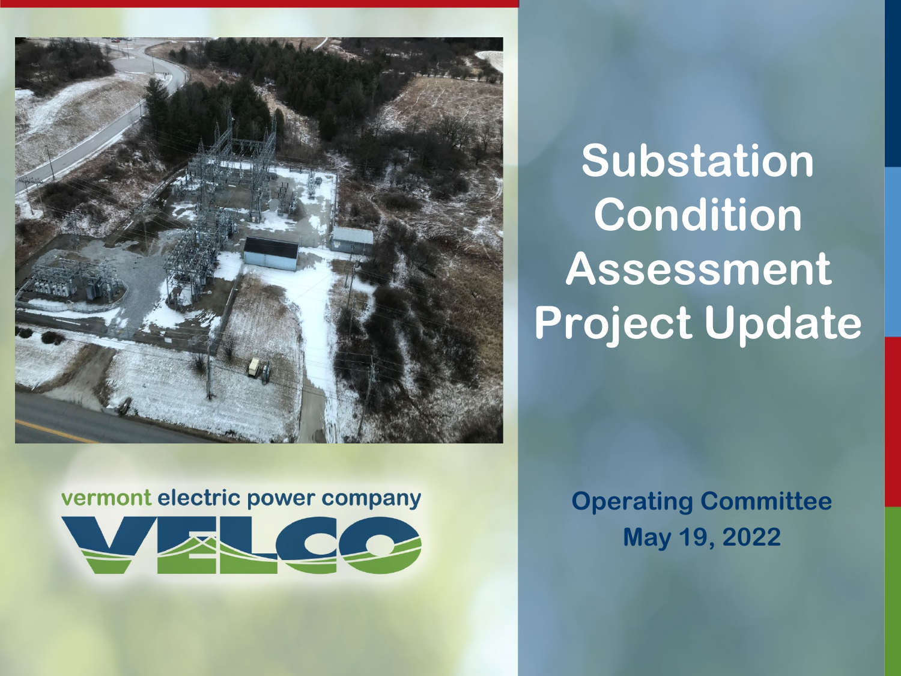# Substation Condition Assessment Project Update

vermont electric power company

VELCO

**Operating Committee**
**May 19, 2022**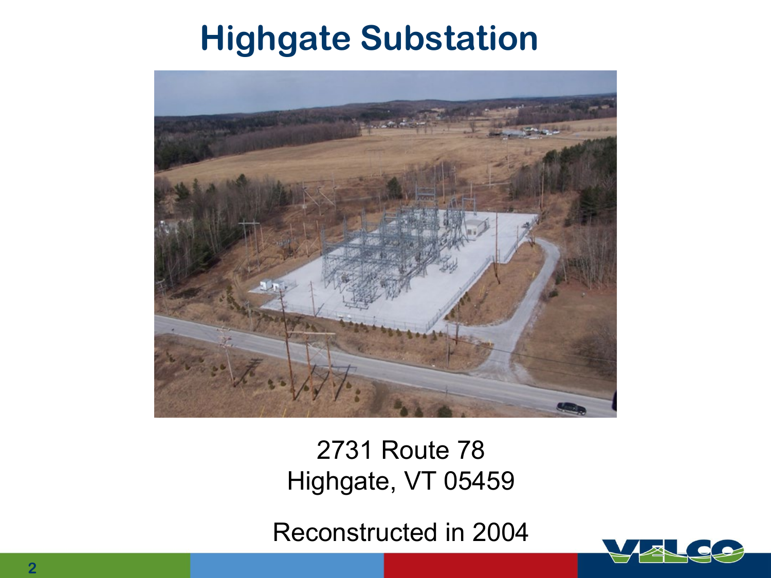# Highgate Substation

2731 Route 78
Highgate, VT 05459

Reconstructed in 2004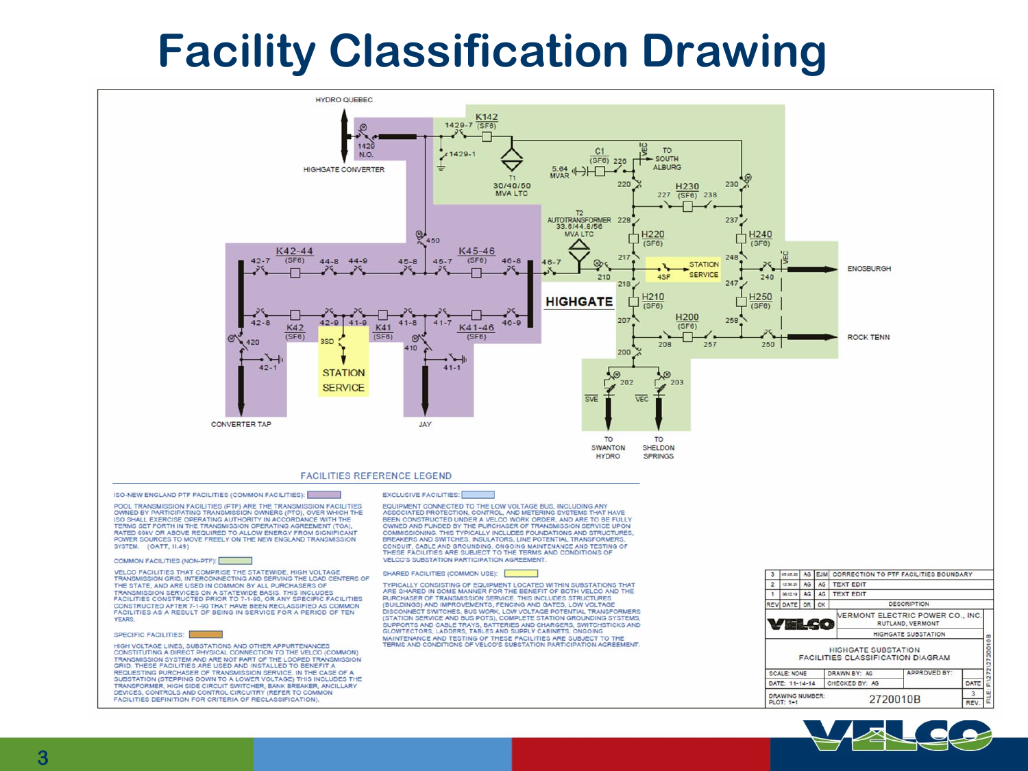# Facility Classification Drawing

HYDRO QUEBEC

HIGHGATE CONVERTER

1429 N.O.

1429-7

1429-1

K142 (SF6)

T1 30/40/50 MVA LTC

5.64 MVAR

C1 (SF6) 226

VEC

TO SOUTH ALBURG

220

227 H230 (SF6) 238

230

T2 AUTOTRANSFORMER 33.6/44.8/56 MVA LTC

228

H220 (SF6)

237

H240 (SF6)

450

K42-44 (SF6)

42-7 44-8 44-9 45-8 45-7

K45-46 (SF6)

46-8 46-7

217

210

4SF STATION SERVICE

248

240

VEC

ENOSBURGH

218

HIGHGATE

H210 (SF6)

247

H250 (SF6)

42-8 42-9 41-9 41-8 41-7 46-9

K42 (SF6)

K41 (SF6)

K41-46 (SF6)

207

H200 (SF6)

258

208 257 250

ROCK TENN

420

3SD

410

STATION SERVICE

42-1

41-1

200

202 203

SVE VEC

CONVERTER TAP

JAY

TO SWANTON HYDRO

TO SHELDON SPRINGS

## FACILITIES REFERENCE LEGEND

ISO-NEW ENGLAND PTF FACILITIES (COMMON FACILITIES):

POOL TRANSMISSION FACILITIES (PTF) ARE THE TRANSMISSION FACILITIES OWNED BY PARTICIPATING TRANSMISSION OWNERS (PTO), OVER WHICH THE ISO SHALL EXERCISE OPERATING AUTHORITY IN ACCORDANCE WITH THE TERMS SET FORTH IN THE TRANSMISSION OPERATING AGREEMENT (TOA), RATED 69KV OR ABOVE REQUIRED TO ALLOW ENERGY FROM SIGNIFICANT POWER SOURCES TO MOVE FREELY ON THE NEW ENGLAND TRANSMISSION SYSTEM. (OATT, II.49)

COMMON FACILITIES (NON-PTF):

VELCO FACILITIES THAT COMPRISE THE STATEWIDE, HIGH VOLTAGE TRANSMISSION GRID, INTERCONNECTING AND SERVING THE LOAD CENTERS OF THE STATE, AND ARE USED IN COMMON BY ALL PURCHASERS OF TRANSMISSION SERVICES ON A STATEWIDE BASIS. THIS INCLUDES FACILITIES CONSTRUCTED PRIOR TO 7-1-90, OR ANY SPECIFIC FACILITIES CONSTRUCTED AFTER 7-1-90 THAT HAVE BEEN RECLASSIFIED AS COMMON FACILITIES AS A RESULT OF BEING IN SERVICE FOR A PERIOD OF TEN YEARS.

SPECIFIC FACILITIES:

HIGH VOLTAGE LINES, SUBSTATIONS AND OTHER APPURTENANCES CONSTITUTING A DIRECT PHYSICAL CONNECTION TO THE VELCO (COMMON) TRANSMISSION SYSTEM AND ARE NOT PART OF THE LOOPED TRANSMISSION GRID. THESE FACILITIES ARE USED AND INSTALLED TO BENEFIT A REQUESTING PURCHASER OF TRANSMISSION SERVICE. IN THE CASE OF A SUBSTATION (STEPPING DOWN TO A LOWER VOLTAGE) THIS INCLUDES THE TRANSFORMER, HIGH SIDE CIRCUIT SWITCHER, BANK BREAKER, ANCILLARY DEVICES, CONTROLS AND CONTROL CIRCUITRY (REFER TO COMMON FACILITIES DEFINITION FOR CRITERIA OF RECLASSIFICATION).

EXCLUSIVE FACILITIES:

EQUIPMENT CONNECTED TO THE LOW VOLTAGE BUS, INCLUDING ANY ASSOCIATED PROTECTION, CONTROL, AND METERING SYSTEMS THAT HAVE BEEN CONSTRUCTED UNDER A VELCO WORK ORDER, AND ARE TO BE FULLY OWNED AND FUNDED BY THE PURCHASER OF TRANSMISSION SERVICE UPON COMMISSIONING. THIS TYPICALLY INCLUDES FOUNDATIONS AND STRUCTURES, BREAKERS AND SWITCHES, INSULATORS, LINE POTENTIAL TRANSFORMERS, CONDUIT, CABLE AND GROUNDING. ONGOING MAINTENANCE AND TESTING OF THESE FACILITIES ARE SUBJECT TO THE TERMS AND CONDITIONS OF VELCO'S SUBSTATION PARTICIPATION AGREEMENT.

SHARED FACILITIES (COMMON USE):

TYPICALLY CONSISTING OF EQUIPMENT LOCATED WITHIN SUBSTATIONS THAT ARE SHARED IN SOME MANNER FOR THE BENEFIT OF BOTH VELCO AND THE PURCHASER OF TRANSMISSION SERVICE. THIS INCLUDES STRUCTURES (BUILDINGS) AND IMPROVEMENTS, FENCING AND GATES, LOW VOLTAGE DISCONNECT SWITCHES, BUS WORK, LOW VOLTAGE POTENTIAL TRANSFORMERS (STATION SERVICE AND BUS POTS), COMPLETE STATION GROUNDING SYSTEMS, SUPPORTS AND CABLE TRAYS, BATTERIES AND CHARGERS, SWITCHSTICKS AND GLOWTECTORS, LADDERS, TABLES AND SUPPLY CABINETS. ONGOING MAINTENANCE AND TESTING OF THESE FACILITIES ARE SUBJECT TO THE TERMS AND CONDITIONS OF VELCO'S SUBSTATION PARTICIPATION AGREEMENT.

| REV | DATE | DR | CK | DESCRIPTION |
|---|---|---|---|---|
| 3 | 05.05.20 | AG | EJM | CORRECTION TO PTF FACILITIES BOUNDARY |
| 2 | 12.30.20 | AG | AG | TEXT EDIT |
| 1 | 06.12.19 | AG | AG | TEXT EDIT |

VELCO — VERMONT ELECTRIC POWER CO., INC. RUTLAND, VERMONT

HIGHGATE SUBSTATION

HIGHGATE SUBSTATION FACILITIES CLASSIFICATION DIAGRAM

SCALE: NONE | DRAWN BY: AG | APPROVED BY:

DATE: 11-14-14 | CHECKED BY: AG | DATE

DRAWING NUMBER: 2720010B | PLOT: 1=1 | REV. 3

FILE: F:\2721\2720010B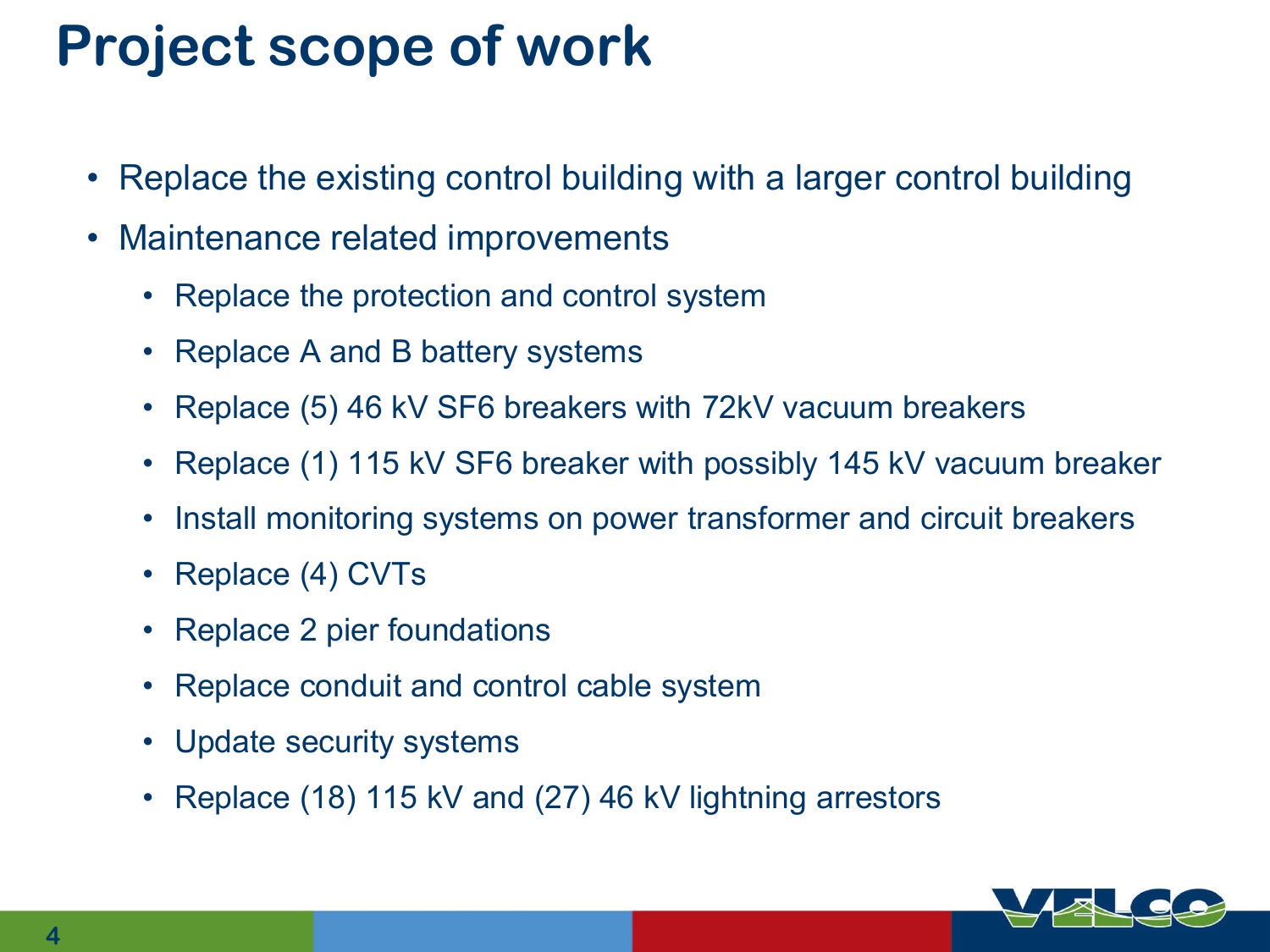# Project scope of work

- Replace the existing control building with a larger control building
- Maintenance related improvements
  - Replace the protection and control system
  - Replace A and B battery systems
  - Replace (5) 46 kV SF6 breakers with 72kV vacuum breakers
  - Replace (1) 115 kV SF6 breaker with possibly 145 kV vacuum breaker
  - Install monitoring systems on power transformer and circuit breakers
  - Replace (4) CVTs
  - Replace 2 pier foundations
  - Replace conduit and control cable system
  - Update security systems
  - Replace (18) 115 kV and (27) 46 kV lightning arrestors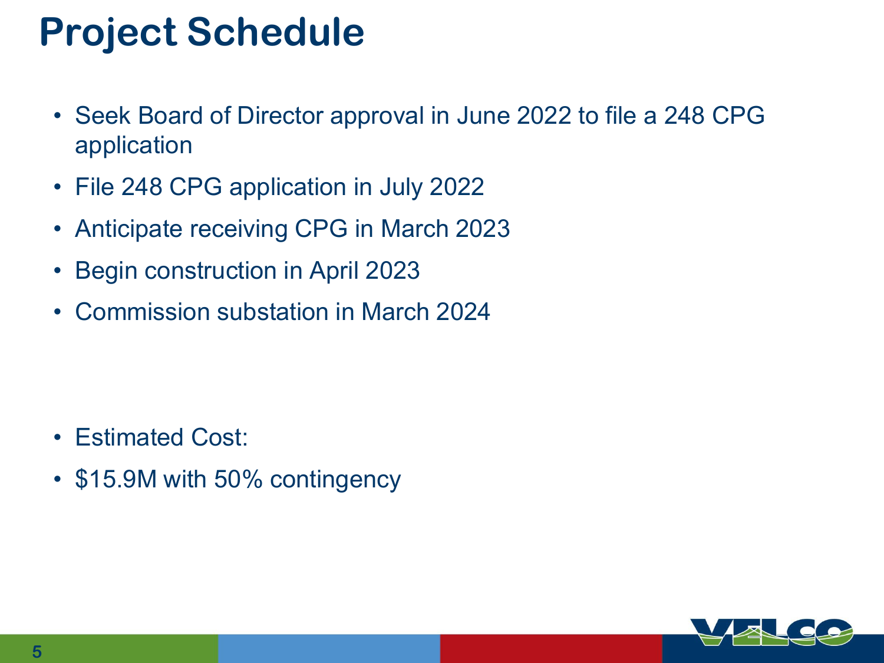# Project Schedule

- Seek Board of Director approval in June 2022 to file a 248 CPG application
- File 248 CPG application in July 2022
- Anticipate receiving CPG in March 2023
- Begin construction in April 2023
- Commission substation in March 2024

- Estimated Cost:
- $15.9M with 50% contingency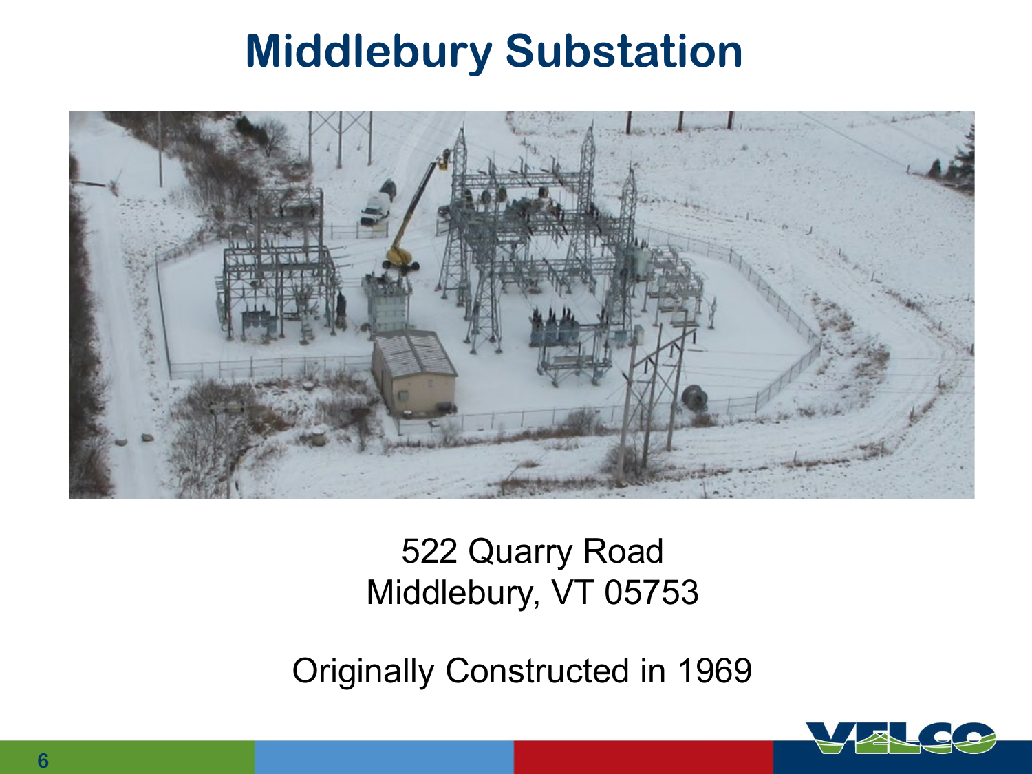# Middlebury Substation

522 Quarry Road
Middlebury, VT 05753

Originally Constructed in 1969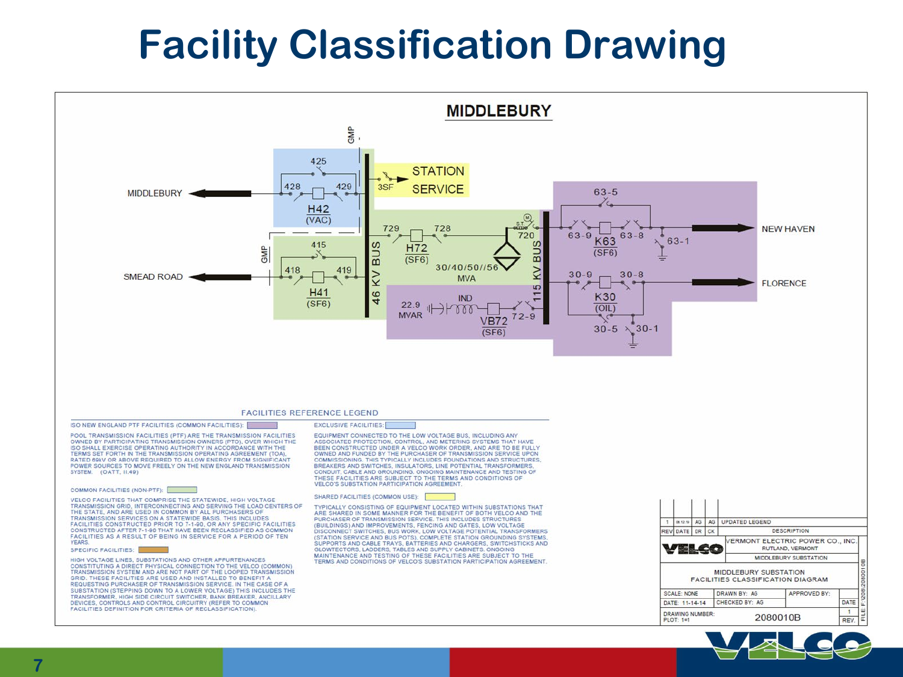# Facility Classification Drawing

## MIDDLEBURY

GMP

425

428 429

MIDDLEBURY

H42
(VAC)

3SF

STATION SERVICE

729 728

H72
(SF6)

S.T. M 720

30/40/50//56 MVA

GMP

415

418 419

SMEAD ROAD

H41
(SF6)

46 KV BUS

22.9 MVAR

IND

VB72
(SF6)

72-9

115 KV BUS

63-5

63-9 63-8

K63
(SF6)

63-1

NEW HAVEN

30-9 30-8

K30
(OIL)

30-5 30-1

FLORENCE

### FACILITIES REFERENCE LEGEND

ISO NEW ENGLAND PTF FACILITIES (COMMON FACILITIES):

POOL TRANSMISSION FACILITIES (PTF) ARE THE TRANSMISSION FACILITIES OWNED BY PARTICIPATING TRANSMISSION OWNERS (PTO), OVER WHICH THE ISO SHALL EXERCISE OPERATING AUTHORITY IN ACCORDANCE WITH THE TERMS SET FORTH IN THE TRANSMISSION OPERATING AGREEMENT (TOA), RATED 69kV OR ABOVE REQUIRED TO ALLOW ENERGY FROM SIGNIFICANT POWER SOURCES TO MOVE FREELY ON THE NEW ENGLAND TRANSMISSION SYSTEM. (OATT, II.49)

COMMON FACILITIES (NON-PTF):

VELCO FACILITIES THAT COMPRISE THE STATEWIDE, HIGH VOLTAGE TRANSMISSION GRID, INTERCONNECTING AND SERVING THE LOAD CENTERS OF THE STATE, AND ARE USED IN COMMON BY ALL PURCHASERS OF TRANSMISSION SERVICES ON A STATEWIDE BASIS. THIS INCLUDES FACILITIES CONSTRUCTED PRIOR TO 7-1-90, OR ANY SPECIFIC FACILITIES CONSTRUCTED AFTER 7-1-90 THAT HAVE BEEN RECLASSIFIED AS COMMON FACILITIES AS A RESULT OF BEING IN SERVICE FOR A PERIOD OF TEN YEARS.

SPECIFIC FACILITIES:

HIGH VOLTAGE LINES, SUBSTATIONS AND OTHER APPURTENANCES CONSTITUTING A DIRECT PHYSICAL CONNECTION TO THE VELCO (COMMON) TRANSMISSION SYSTEM AND ARE NOT PART OF THE LOOPED TRANSMISSION GRID. THESE FACILITIES ARE USED AND INSTALLED TO BENEFIT A REQUESTING PURCHASER OF TRANSMISSION SERVICE. IN THE CASE OF A SUBSTATION (STEPPING DOWN TO A LOWER VOLTAGE) THIS INCLUDES THE TRANSFORMER, HIGH SIDE CIRCUIT SWITCHER, BANK BREAKER, ANCILLARY DEVICES, CONTROLS AND CONTROL CIRCUITRY (REFER TO COMMON FACILITIES DEFINITION FOR CRITERIA OF RECLASSIFICATION).

EXCLUSIVE FACILITIES:

EQUIPMENT CONNECTED TO THE LOW VOLTAGE BUS, INCLUDING ANY ASSOCIATED PROTECTION, CONTROL, AND METERING SYSTEMS THAT HAVE BEEN CONSTRUCTED UNDER A VELCO WORK ORDER, AND ARE TO BE FULLY OWNED AND FUNDED BY THE PURCHASER OF TRANSMISSION SERVICE UPON COMMISSIONING. THIS TYPICALLY INCLUDES FOUNDATIONS AND STRUCTURES, BREAKERS AND SWITCHES, INSULATORS, LINE POTENTIAL TRANSFORMERS, CONDUIT, CABLE AND GROUNDING. ONGOING MAINTENANCE AND TESTING OF THESE FACILITIES ARE SUBJECT TO THE TERMS AND CONDITIONS OF VELCO'S SUBSTATION PARTICIPATION AGREEMENT.

SHARED FACILITIES (COMMON USE):

TYPICALLY CONSISTING OF EQUIPMENT LOCATED WITHIN SUBSTATIONS THAT ARE SHARED IN SOME MANNER FOR THE BENEFIT OF BOTH VELCO AND THE PURCHASER OF TRANSMISSION SERVICE. THIS INCLUDES STRUCTURES (BUILDINGS) AND IMPROVEMENTS, FENCING AND GATES, LOW VOLTAGE DISCONNECT SWITCHES, BUS WORK, LOW VOLTAGE POTENTIAL TRANSFORMERS (STATION SERVICE AND BUS POTS), COMPLETE STATION GROUNDING SYSTEMS, SUPPORTS AND CABLE TRAYS, BATTERIES AND CHARGERS, SWITCHSTICKS AND GLOWTECTORS, LADDERS, TABLES AND SUPPLY CABINETS. ONGOING MAINTENANCE AND TESTING OF THESE FACILITIES ARE SUBJECT TO THE TERMS AND CONDITIONS OF VELCO'S SUBSTATION PARTICIPATION AGREEMENT.

| REV | DATE | DR | CK | DESCRIPTION |
|---|---|---|---|---|
| 1 | 08.12.15 | AG | AG | UPDATED LEGEND |

VELCO — VERMONT ELECTRIC POWER CO., INC. RUTLAND, VERMONT — MIDDLEBURY SUBSTATION

MIDDLEBURY SUBSTATION FACILITIES CLASSIFICATION DIAGRAM

SCALE: NONE | DRAWN BY: AG | APPROVED BY:

DATE: 11-14-14 | CHECKED BY: AG | DATE

DRAWING NUMBER: 2080010B | PLOT: 1=1 | REV. 1

FILE: F:\208\2080010B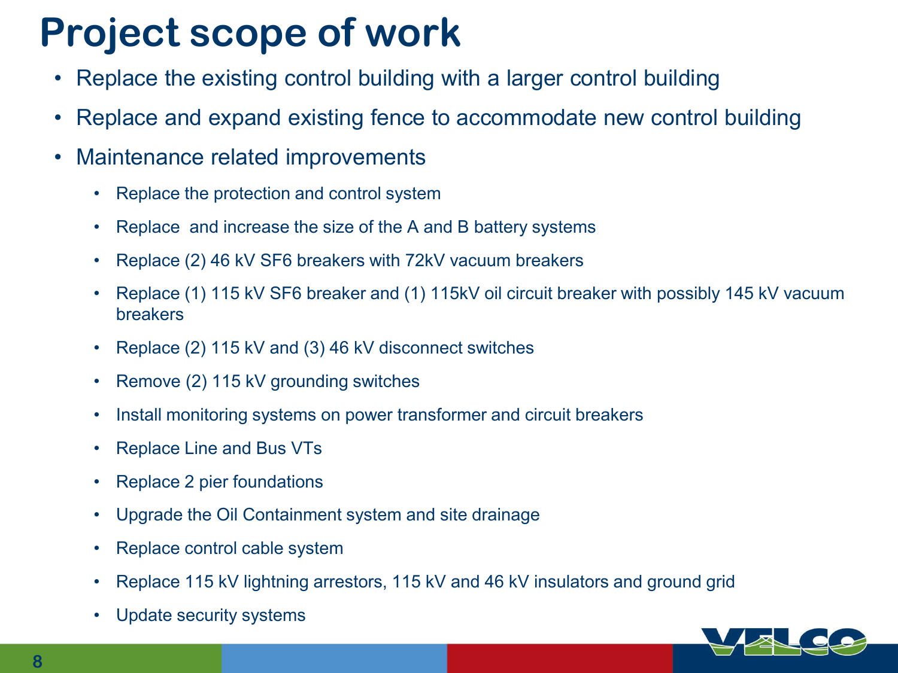# Project scope of work

- Replace the existing control building with a larger control building
- Replace and expand existing fence to accommodate new control building
- Maintenance related improvements
  - Replace the protection and control system
  - Replace  and increase the size of the A and B battery systems
  - Replace (2) 46 kV SF6 breakers with 72kV vacuum breakers
  - Replace (1) 115 kV SF6 breaker and (1) 115kV oil circuit breaker with possibly 145 kV vacuum breakers
  - Replace (2) 115 kV and (3) 46 kV disconnect switches
  - Remove (2) 115 kV grounding switches
  - Install monitoring systems on power transformer and circuit breakers
  - Replace Line and Bus VTs
  - Replace 2 pier foundations
  - Upgrade the Oil Containment system and site drainage
  - Replace control cable system
  - Replace 115 kV lightning arrestors, 115 kV and 46 kV insulators and ground grid
  - Update security systems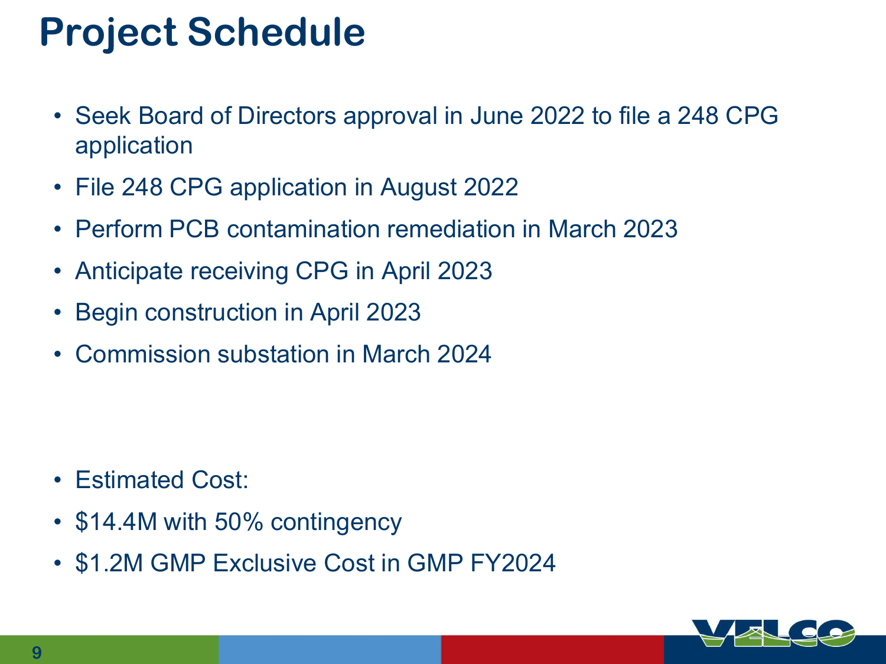# Project Schedule

- Seek Board of Directors approval in June 2022 to file a 248 CPG application
- File 248 CPG application in August 2022
- Perform PCB contamination remediation in March 2023
- Anticipate receiving CPG in April 2023
- Begin construction in April 2023
- Commission substation in March 2024

- Estimated Cost:
- $14.4M with 50% contingency
- $1.2M GMP Exclusive Cost in GMP FY2024